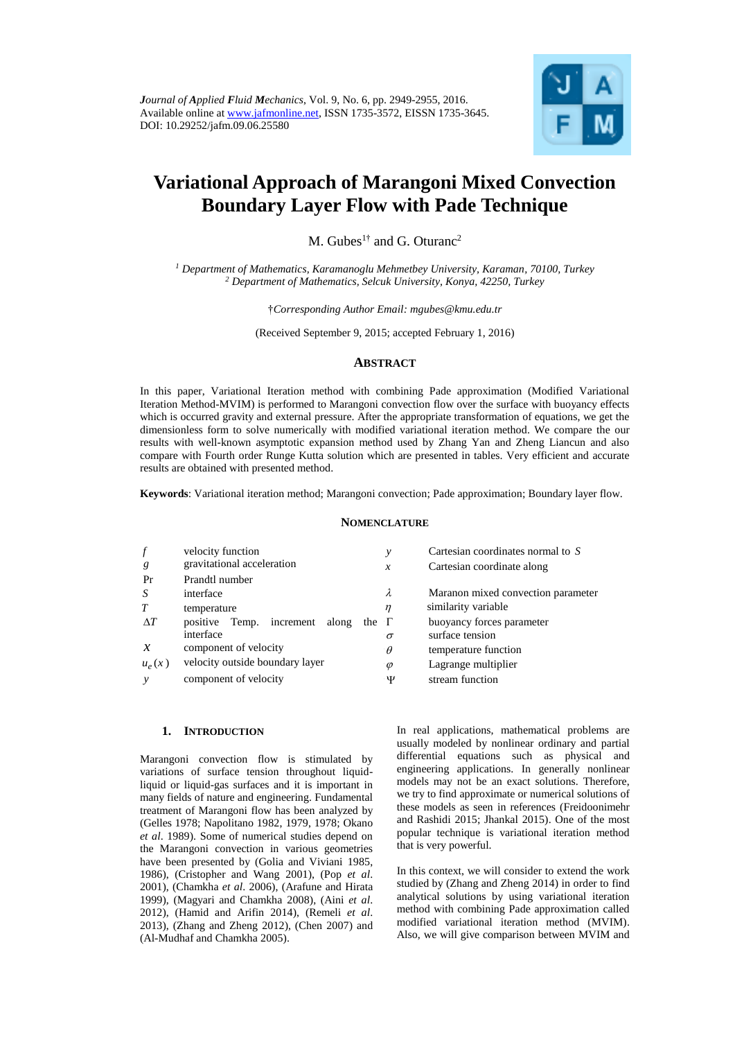*Journal of Applied Fluid Mechanics*, Vol. 9, No. 6, pp. 2949-2955, 2016.
Available online at www.jafmonline.net, ISSN 1735-3572, EISSN 1735-3645.
DOI: 10.29252/jafm.09.06.25580

# Variational Approach of Marangoni Mixed Convection Boundary Layer Flow with Pade Technique

M. Gubes[1†] and G. Oturanc[2]

[1] *Department of Mathematics, Karamanoglu Mehmetbey University, Karaman, 70100, Turkey*
[2] *Department of Mathematics, Selcuk University, Konya, 42250, Turkey*

†*Corresponding Author Email: mgubes@kmu.edu.tr*

(Received September 9, 2015; accepted February 1, 2016)

## Abstract

In this paper, Variational Iteration method with combining Pade approximation (Modified Variational Iteration Method-MVIM) is performed to Marangoni convection flow over the surface with buoyancy effects which is occurred gravity and external pressure. After the appropriate transformation of equations, we get the dimensionless form to solve numerically with modified variational iteration method. We compare the our results with well-known asymptotic expansion method used by Zhang Yan and Zheng Liancun and also compare with Fourth order Runge Kutta solution which are presented in tables. Very efficient and accurate results are obtained with presented method.

**Keywords**: Variational iteration method; Marangoni convection; Pade approximation; Boundary layer flow.

## Nomenclature

| | | | |
|---|---|---|---|
| $f$ | velocity function | $y$ | Cartesian coordinates normal to $S$ |
| $g$ | gravitational acceleration | $x$ | Cartesian coordinate along |
| Pr | Prandtl number | $\lambda$ | Maranon mixed convection parameter |
| $S$ | interface | $\eta$ | similarity variable |
| $T$ | temperature | $\Gamma$ | buoyancy forces parameter |
| $\Delta T$ | positive Temp. increment along the interface | $\sigma$ | surface tension |
| $X$ | component of velocity | $\theta$ | temperature function |
| $u_e(x)$ | velocity outside boundary layer | $\varphi$ | Lagrange multiplier |
| $y$ | component of velocity | $\Psi$ | stream function |

## 1. Introduction

Marangoni convection flow is stimulated by variations of surface tension throughout liquid-liquid or liquid-gas surfaces and it is important in many fields of nature and engineering. Fundamental treatment of Marangoni flow has been analyzed by (Gelles 1978; Napolitano 1982, 1979, 1978; Okano *et al*. 1989). Some of numerical studies depend on the Marangoni convection in various geometries have been presented by (Golia and Viviani 1985, 1986), (Cristopher and Wang 2001), (Pop *et al*. 2001), (Chamkha *et al*. 2006), (Arafune and Hirata 1999), (Magyari and Chamkha 2008), (Aini *et al*. 2012), (Hamid and Arifin 2014), (Remeli *et al*. 2013), (Zhang and Zheng 2012), (Chen 2007) and (Al-Mudhaf and Chamkha 2005).

In real applications, mathematical problems are usually modeled by nonlinear ordinary and partial differential equations such as physical and engineering applications. In generally nonlinear models may not be an exact solutions. Therefore, we try to find approximate or numerical solutions of these models as seen in references (Freidoonimehr and Rashidi 2015; Jhankal 2015). One of the most popular technique is variational iteration method that is very powerful.

In this context, we will consider to extend the work studied by (Zhang and Zheng 2014) in order to find analytical solutions by using variational iteration method with combining Pade approximation called modified variational iteration method (MVIM). Also, we will give comparison between MVIM and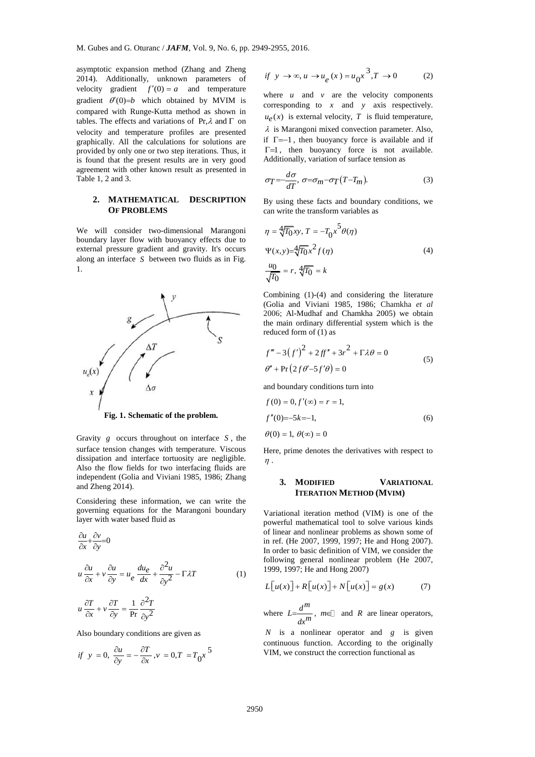asymptotic expansion method (Zhang and Zheng 2014). Additionally, unknown parameters of velocity gradient $f'(0)=a$ and temperature gradient $\theta'(0)=b$ which obtained by MVIM is compared with Runge-Kutta method as shown in tables. The effects and variations of $\Pr, \lambda$ and $\Gamma$ on velocity and temperature profiles are presented graphically. All the calculations for solutions are provided by only one or two step iterations. Thus, it is found that the present results are in very good agreement with other known result as presented in Table 1, 2 and 3.

## 2. MATHEMATICAL DESCRIPTION OF PROBLEMS

We will consider two-dimensional Marangoni boundary layer flow with buoyancy effects due to external pressure gradient and gravity. It's occurs along an interface $S$ between two fluids as in Fig. 1.

y
g
S
ΔT
$u_e(x)$
x
Δσ

**Fig. 1. Schematic of the problem.**

Gravity $g$ occurs throughout on interface $S$, the surface tension changes with temperature. Viscous dissipation and interface tortuosity are negligible. Also the flow fields for two interfacing fluids are independent (Golia and Viviani 1985, 1986; Zhang and Zheng 2014).

Considering these information, we can write the governing equations for the Marangoni boundary layer with water based fluid as

$$
\begin{aligned}
&\frac{\partial u}{\partial x}+\frac{\partial v}{\partial y}=0 \\
&u\frac{\partial u}{\partial x}+v\frac{\partial u}{\partial y}=u_e\frac{du_e}{dx}+\frac{\partial^2 u}{\partial y^2}-\Gamma\lambda T \\
&u\frac{\partial T}{\partial x}+v\frac{\partial T}{\partial y}=\frac{1}{\Pr}\frac{\partial^2 T}{\partial y^2}
\end{aligned}
\tag{1}
$$

Also boundary conditions are given as

$$
\begin{aligned}
&if\;\; y=0,\;\frac{\partial u}{\partial y}=-\frac{\partial T}{\partial x},v=0,T=T_0x^5 \\
&if\;\; y\to\infty, u\to u_e(x)=u_0x^3, T\to 0
\end{aligned}
\tag{2}
$$

where $u$ and $v$ are the velocity components corresponding to $x$ and $y$ axis respectively. $u_e(x)$ is external velocity, $T$ is fluid temperature, $\lambda$ is Marangoni mixed convection parameter. Also, if $\Gamma=-1$, then buoyancy force is available and if $\Gamma=1$, then buoyancy force is not available. Additionally, variation of surface tension as

$$
\sigma_T=-\frac{d\sigma}{dT},\; \sigma=\sigma_m-\sigma_T\left(T-T_m\right). \tag{3}
$$

By using these facts and boundary conditions, we can write the transform variables as

$$
\begin{aligned}
&\eta=\sqrt[4]{T_0}\,xy,\; T=-T_0x^5\theta(\eta) \\
&\Psi(x,y)=\sqrt[4]{T_0}\,x^2 f(\eta) \\
&\frac{u_0}{\sqrt{T_0}}=r,\; \sqrt[4]{T_0}=k
\end{aligned}
\tag{4}
$$

Combining (1)-(4) and considering the literature (Golia and Viviani 1985, 1986; Chamkha *et al* 2006; Al-Mudhaf and Chamkha 2005) we obtain the main ordinary differential system which is the reduced form of (1) as

$$
\begin{aligned}
&f'''-3\left(f'\right)^2+2ff''+3r^2+\Gamma\lambda\theta=0 \\
&\theta''+\Pr\left(2f\theta'-5f'\theta\right)=0
\end{aligned}
\tag{5}
$$

and boundary conditions turn into

$$
\begin{aligned}
&f(0)=0, f'(\infty)=r=1, \\
&f''(0)=-5k=-1, \\
&\theta(0)=1,\;\theta(\infty)=0
\end{aligned}
\tag{6}
$$

Here, prime denotes the derivatives with respect to $\eta$.

## 3. MODIFIED VARIATIONAL ITERATION METHOD (MVIM)

Variational iteration method (VIM) is one of the powerful mathematical tool to solve various kinds of linear and nonlinear problems as shown some of in ref. (He 2007, 1999, 1997; He and Hong 2007). In order to basic definition of VIM, we consider the following general nonlinear problem (He 2007, 1999, 1997; He and Hong 2007)

$$
L\left[u(x)\right]+R\left[u(x)\right]+N\left[u(x)\right]=g(x) \tag{7}
$$

where $L=\frac{d^m}{dx^m}$, $m\in\mathbb{N}$ and $R$ are linear operators, $N$ is a nonlinear operator and $g$ is given continuous function. According to the originally VIM, we construct the correction functional as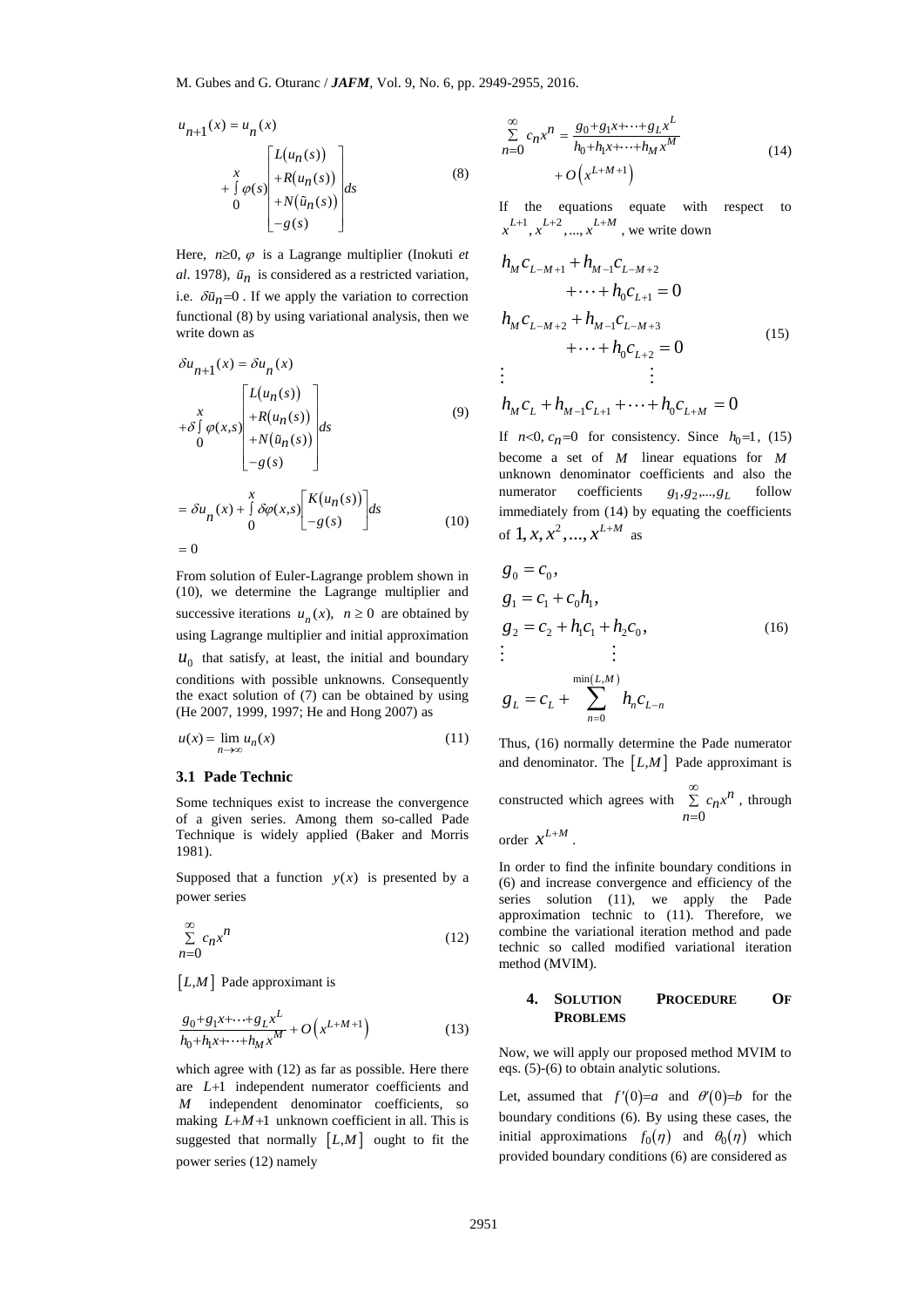$$u_{n+1}(x) = u_n(x) + \int_0^x \varphi(s) \begin{bmatrix} L(u_n(s)) \\ +R(u_n(s)) \\ +N(\tilde{u}_n(s)) \\ -g(s) \end{bmatrix} ds \tag{8}$$

Here, $n \geq 0$, $\varphi$ is a Lagrange multiplier (Inokuti *et al*. 1978), $\tilde{u}_n$ is considered as a restricted variation, i.e. $\delta\tilde{u}_n = 0$ . If we apply the variation to correction functional (8) by using variational analysis, then we write down as

$$\delta u_{n+1}(x) = \delta u_n(x) + \delta \int_0^x \varphi(x,s) \begin{bmatrix} L(u_n(s)) \\ +R(u_n(s)) \\ +N(\tilde{u}_n(s)) \\ -g(s) \end{bmatrix} ds \tag{9}$$

$$= \delta u_n(x) + \int_0^x \delta\varphi(x,s) \begin{bmatrix} K(u_n(s)) \\ -g(s) \end{bmatrix} ds = 0 \tag{10}$$

From solution of Euler-Lagrange problem shown in (10), we determine the Lagrange multiplier and successive iterations $u_n(x), \ n \geq 0$ are obtained by using Lagrange multiplier and initial approximation $u_0$ that satisfy, at least, the initial and boundary conditions with possible unknowns. Consequently the exact solution of (7) can be obtained by using (He 2007, 1999, 1997; He and Hong 2007) as

$$u(x) = \lim_{n \to \infty} u_n(x) \tag{11}$$

### 3.1 Pade Technic

Some techniques exist to increase the convergence of a given series. Among them so-called Pade Technique is widely applied (Baker and Morris 1981).

Supposed that a function $y(x)$ is presented by a power series

$$\sum_{n=0}^{\infty} c_n x^n \tag{12}$$

$[L,M]$ Pade approximant is

$$\frac{g_0 + g_1 x + \cdots + g_L x^L}{h_0 + h_1 x + \cdots + h_M x^M} + O\left(x^{L+M+1}\right) \tag{13}$$

which agree with (12) as far as possible. Here there are $L+1$ independent numerator coefficients and $M$ independent denominator coefficients, so making $L+M+1$ unknown coefficient in all. This is suggested that normally $[L,M]$ ought to fit the power series (12) namely

$$\sum_{n=0}^{\infty} c_n x^n = \frac{g_0 + g_1 x + \cdots + g_L x^L}{h_0 + h_1 x + \cdots + h_M x^M} + O\left(x^{L+M+1}\right) \tag{14}$$

If the equations equate with respect to $x^{L+1}, x^{L+2}, ..., x^{L+M}$ , we write down

$$\begin{aligned} & h_M c_{L-M+1} + h_{M-1} c_{L-M+2} + \cdots + h_0 c_{L+1} = 0 \\ & h_M c_{L-M+2} + h_{M-1} c_{L-M+3} + \cdots + h_0 c_{L+2} = 0 \\ & \vdots \qquad\qquad \vdots \\ & h_M c_L + h_{M-1} c_{L+1} + \cdots + h_0 c_{L+M} = 0 \end{aligned} \tag{15}$$

If $n<0$, $c_n=0$ for consistency. Since $h_0=1$, (15) become a set of $M$ linear equations for $M$ unknown denominator coefficients and also the numerator coefficients $g_1, g_2, ..., g_L$ follow immediately from (14) by equating the coefficients of $1, x, x^2, ..., x^{L+M}$ as

$$\begin{aligned} & g_0 = c_0, \\ & g_1 = c_1 + c_0 h_1, \\ & g_2 = c_2 + h_1 c_1 + h_2 c_0, \\ & \vdots \qquad\qquad \vdots \\ & g_L = c_L + \sum_{n=0}^{\min(L,M)} h_n c_{L-n} \end{aligned} \tag{16}$$

Thus, (16) normally determine the Pade numerator and denominator. The $[L,M]$ Pade approximant is constructed which agrees with $\sum_{n=0}^{\infty} c_n x^n$ , through order $x^{L+M}$ .

In order to find the infinite boundary conditions in (6) and increase convergence and efficiency of the series solution (11), we apply the Pade approximation technic to (11). Therefore, we combine the variational iteration method and pade technic so called modified variational iteration method (MVIM).

## 4. Solution Procedure of Problems

Now, we will apply our proposed method MVIM to eqs. (5)-(6) to obtain analytic solutions.

Let, assumed that $f'(0)=a$ and $\theta'(0)=b$ for the boundary conditions (6). By using these cases, the initial approximations $f_0(\eta)$ and $\theta_0(\eta)$ which provided boundary conditions (6) are considered as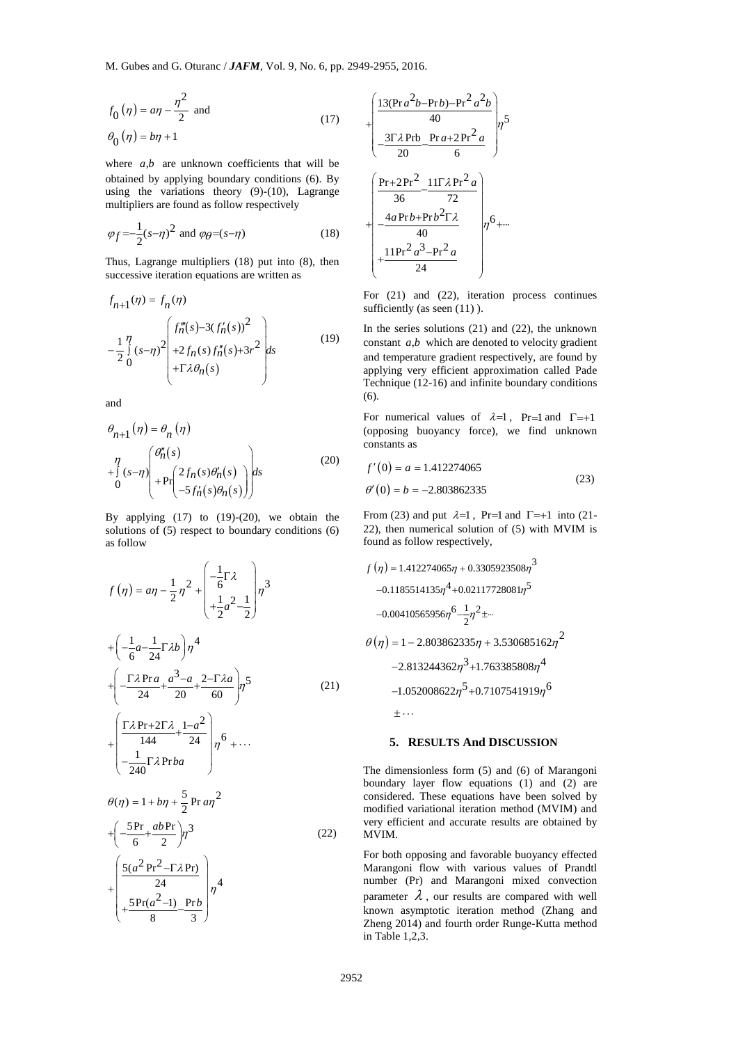$$f_0(\eta) = a\eta - \frac{\eta^2}{2} \text{ and}$$
$$\theta_0(\eta) = b\eta + 1 \tag{17}$$

where $a,b$ are unknown coefficients that will be obtained by applying boundary conditions (6). By using the variations theory (9)-(10), Lagrange multipliers are found as follow respectively

$$\varphi_f = -\frac{1}{2}(s-\eta)^2 \text{ and } \varphi_\theta = (s-\eta) \tag{18}$$

Thus, Lagrange multipliers (18) put into (8), then successive iteration equations are written as

$$f_{n+1}(\eta) = f_n(\eta) - \frac{1}{2}\int_0^\eta (s-\eta)^2 \begin{pmatrix} f_n'''(s) - 3(f_n'(s))^2 \\ +2f_n(s)f_n''(s) + 3r^2 \\ +\Gamma\lambda\theta_n(s) \end{pmatrix} ds \tag{19}$$

and

$$\theta_{n+1}(\eta) = \theta_n(\eta) + \int_0^\eta (s-\eta) \begin{pmatrix} \theta_n''(s) \\ +\Pr\begin{pmatrix} 2f_n(s)\theta_n'(s) \\ -5f_n'(s)\theta_n(s) \end{pmatrix} \end{pmatrix} ds \tag{20}$$

By applying (17) to (19)-(20), we obtain the solutions of (5) respect to boundary conditions (6) as follow

$$f(\eta) = a\eta - \frac{1}{2}\eta^2 + \begin{pmatrix} -\frac{1}{6}\Gamma\lambda \\ +\frac{1}{2}a^2 - \frac{1}{2} \end{pmatrix}\eta^3 + \left(-\frac{1}{6}a - \frac{1}{24}\Gamma\lambda b\right)\eta^4 + \left(-\frac{\Gamma\lambda\Pr a}{24} + \frac{a^3-a}{20} + \frac{2-\Gamma\lambda a}{60}\right)\eta^5 + \begin{pmatrix} \frac{\Gamma\lambda\Pr + 2\Gamma\lambda}{144} + \frac{1-a^2}{24} \\ -\frac{1}{240}\Gamma\lambda\Pr ba \end{pmatrix}\eta^6 + \cdots \tag{21}$$

$$\theta(\eta) = 1 + b\eta + \frac{5}{2}\Pr a\eta^2 + \left(-\frac{5\Pr}{6} + \frac{ab\Pr}{2}\right)\eta^3 + \begin{pmatrix} \frac{5(a^2\Pr^2 - \Gamma\lambda\Pr)}{24} \\ +\frac{5\Pr(a^2-1)}{8} - \frac{\Pr b}{3} \end{pmatrix}\eta^4 + \begin{pmatrix} \frac{13(\Pr a^2 b - \Pr b) - \Pr^2 a^2 b}{40} \\ -\frac{3\Gamma\lambda\Pr b}{20} - \frac{\Pr a + 2\Pr^2 a}{6} \end{pmatrix}\eta^5 + \begin{pmatrix} \frac{\Pr + 2\Pr^2}{36} - \frac{11\Gamma\lambda\Pr^2 a}{72} \\ -\frac{4a\Pr b + \Pr b^2\Gamma\lambda}{40} \\ +\frac{11\Pr^2 a^3 - \Pr^2 a}{24} \end{pmatrix}\eta^6 + \cdots \tag{22}$$

For (21) and (22), iteration process continues sufficiently (as seen (11) ).

In the series solutions (21) and (22), the unknown constant $a,b$ which are denoted to velocity gradient and temperature gradient respectively, are found by applying very efficient approximation called Pade Technique (12-16) and infinite boundary conditions (6).

For numerical values of $\lambda=1$, $\Pr=1$ and $\Gamma=+1$ (opposing buoyancy force), we find unknown constants as

$$f'(0) = a = 1.412274065$$
$$\theta'(0) = b = -2.803862335 \tag{23}$$

From (23) and put $\lambda=1$, $\Pr=1$ and $\Gamma=+1$ into (21-22), then numerical solution of (5) with MVIM is found as follow respectively,

$$f(\eta) = 1.412274065\eta + 0.3305923508\eta^3 - 0.1185514135\eta^4 + 0.02117728081\eta^5 - 0.00410565956\eta^6 - \frac{1}{2}\eta^2 \pm \cdots$$

$$\theta(\eta) = 1 - 2.803862335\eta + 3.530685162\eta^2 - 2.813244362\eta^3 + 1.763385808\eta^4 - 1.052008622\eta^5 + 0.7107541919\eta^6 \pm \cdots$$

## 5. RESULTS And DISCUSSION

The dimensionless form (5) and (6) of Marangoni boundary layer flow equations (1) and (2) are considered. These equations have been solved by modified variational iteration method (MVIM) and very efficient and accurate results are obtained by MVIM.

For both opposing and favorable buoyancy effected Marangoni flow with various values of Prandtl number (Pr) and Marangoni mixed convection parameter $\lambda$, our results are compared with well known asymptotic iteration method (Zhang and Zheng 2014) and fourth order Runge-Kutta method in Table 1,2,3.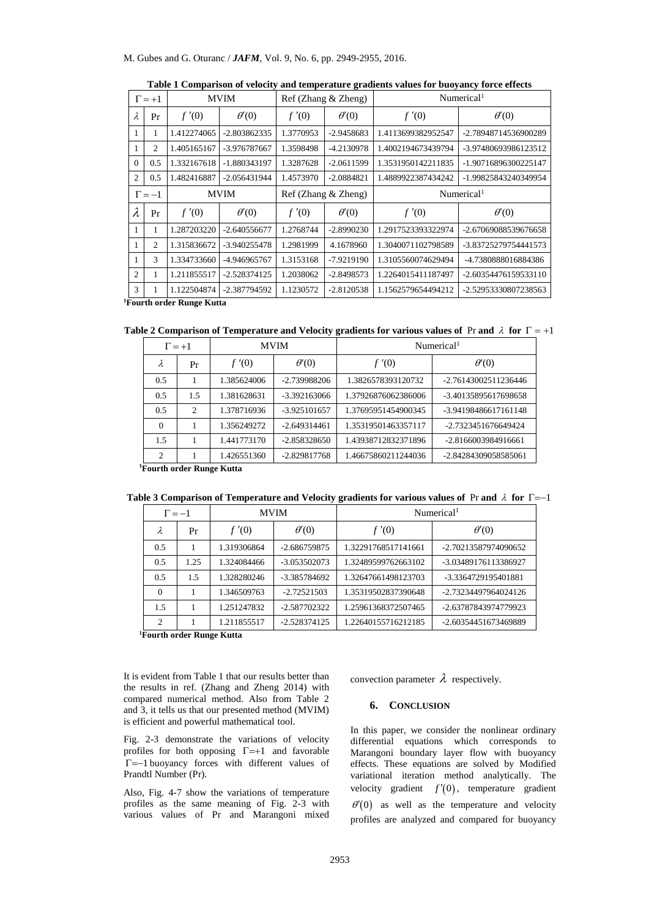**Table 1 Comparison of velocity and temperature gradients values for buoyancy force effects**

| $\Gamma=+1$ | | MVIM | | Ref (Zhang & Zheng) | | Numerical[1] | |
|---|---|---|---|---|---|---|---|
| $\lambda$ | Pr | $f'(0)$ | $\theta'(0)$ | $f'(0)$ | $\theta'(0)$ | $f'(0)$ | $\theta'(0)$ |
| 1 | 1 | 1.412274065 | -2.803862335 | 1.3770953 | -2.9458683 | 1.4113699382952547 | -2.78948714536900289 |
| 1 | 2 | 1.405165167 | -3.976787667 | 1.3598498 | -4.2130978 | 1.4002194673439794 | -3.97480693986123512 |
| 0 | 0.5 | 1.332167618 | -1.880343197 | 1.3287628 | -2.0611599 | 1.3531950142211835 | -1.90716896300225147 |
| 2 | 0.5 | 1.482416887 | -2.056431944 | 1.4573970 | -2.0884821 | 1.4889922387434242 | -1.99825843240349954 |
| $\Gamma=-1$ | | MVIM | | Ref (Zhang & Zheng) | | Numerical[1] | |
| $\lambda$ | Pr | $f'(0)$ | $\theta'(0)$ | $f'(0)$ | $\theta'(0)$ | $f'(0)$ | $\theta'(0)$ |
| 1 | 1 | 1.287203220 | -2.640556677 | 1.2768744 | -2.8990230 | 1.2917523393322974 | -2.67069088539676658 |
| 1 | 2 | 1.315836672 | -3.940255478 | 1.2981999 | 4.1678960 | 1.3040071102798589 | -3.83725279754441573 |
| 1 | 3 | 1.334733660 | -4.946965767 | 1.3153168 | -7.9219190 | 1.3105560074629494 | -4.7380888016884386 |
| 2 | 1 | 1.211855517 | -2.528374125 | 1.2038062 | -2.8498573 | 1.2264015411187497 | -2.60354476159533110 |
| 3 | 1 | 1.122504874 | -2.387794592 | 1.1230572 | -2.8120538 | 1.1562579654494212 | -2.52953330807238563 |

[1]**Fourth order Runge Kutta**

**Table 2 Comparison of Temperature and Velocity gradients for various values of Pr and $\lambda$ for $\Gamma=+1$**

| $\Gamma=+1$ | | MVIM | | Numerical[1] | |
|---|---|---|---|---|---|
| $\lambda$ | Pr | $f'(0)$ | $\theta'(0)$ | $f'(0)$ | $\theta'(0)$ |
| 0.5 | 1 | 1.385624006 | -2.739988206 | 1.38265783931 20732 | -2.76143002511236446 |
| 0.5 | 1.5 | 1.381628631 | -3.392163066 | 1.37926876062386006 | -3.40135895617698658 |
| 0.5 | 2 | 1.378716936 | -3.925101657 | 1.37695951454900345 | -3.94198486617161148 |
| 0 | 1 | 1.356249272 | -2.649314461 | 1.35319501463357117 | -2.7323451676649424 |
| 1.5 | 1 | 1.441773170 | -2.858328650 | 1.43938712832371896 | -2.8166003984916661 |
| 2 | 1 | 1.426551360 | -2.829817768 | 1.46675860211244036 | -2.84284309058585061 |

[1]**Fourth order Runge Kutta**

**Table 3 Comparison of Temperature and Velocity gradients for various values of Pr and $\lambda$ for $\Gamma=-1$**

| $\Gamma=-1$ | | MVIM | | Numerical[1] | |
|---|---|---|---|---|---|
| $\lambda$ | Pr | $f'(0)$ | $\theta'(0)$ | $f'(0)$ | $\theta'(0)$ |
| 0.5 | 1 | 1.319306864 | -2.686759875 | 1.32291768517141661 | -2.70213587974090652 |
| 0.5 | 1.25 | 1.324084466 | -3.053502073 | 1.32489599762663102 | -3.03489176113386927 |
| 0.5 | 1.5 | 1.328280246 | -3.385784692 | 1.32647661498123703 | -3.3364729195401881 |
| 0 | 1 | 1.346509763 | -2.72521503 | 1.35319502837390648 | -2.73234497964024126 |
| 1.5 | 1 | 1.251247832 | -2.587702322 | 1.25961368372507465 | -2.63787843974779923 |
| 2 | 1 | 1.211855517 | -2.528374125 | 1.22640155716212185 | -2.60354451673469889 |

[1]**Fourth order Runge Kutta**

It is evident from Table 1 that our results better than the results in ref. (Zhang and Zheng 2014) with compared numerical method. Also from Table 2 and 3, it tells us that our presented method (MVIM) is efficient and powerful mathematical tool.

Fig. 2-3 demonstrate the variations of velocity profiles for both opposing $\Gamma=+1$ and favorable $\Gamma=-1$ buoyancy forces with different values of Prandtl Number (Pr).

Also, Fig. 4-7 show the variations of temperature profiles as the same meaning of Fig. 2-3 with various values of Pr and Marangoni mixed convection parameter $\lambda$ respectively.

## 6. CONCLUSION

In this paper, we consider the nonlinear ordinary differential equations which corresponds to Marangoni boundary layer flow with buoyancy effects. These equations are solved by Modified variational iteration method analytically. The velocity gradient $f'(0)$, temperature gradient $\theta'(0)$ as well as the temperature and velocity profiles are analyzed and compared for buoyancy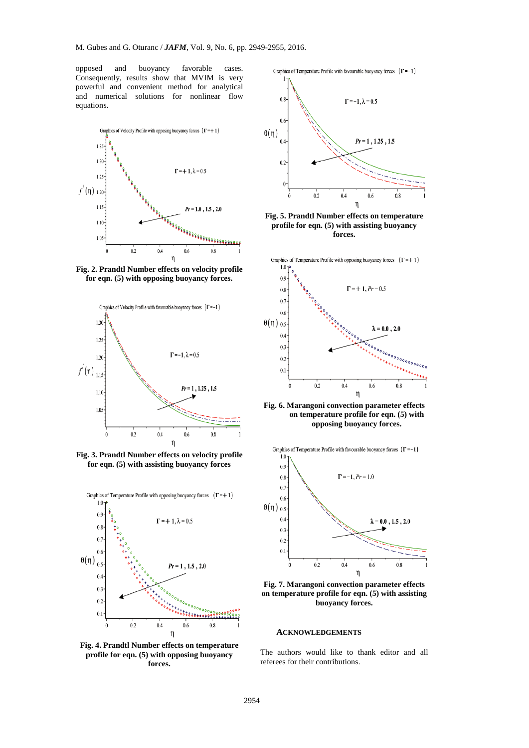opposed and buoyancy favorable cases. Consequently, results show that MVIM is very powerful and convenient method for analytical and numerical solutions for nonlinear flow equations.

Graphics of Velocity Profile with opposing buoyancy forces $(\Gamma = +1)$

$\Gamma = +1, \lambda = 0.5$

$Pr = 1.0 , 1.5 , 2.0$

$f'(\eta)$

$\eta$

**Fig. 2. Prandtl Number effects on velocity profile for eqn. (5) with opposing buoyancy forces.**

Graphics of Velocity Profile with favourable buoyancy forces $(\Gamma = -1)$

$\Gamma = -1, \lambda = 0.5$

$Pr = 1 , 1.25 , 1.5$

$f'(\eta)$

$\eta$

**Fig. 3. Prandtl Number effects on velocity profile for eqn. (5) with assisting buoyancy forces**

Graphics of Temperature Profile with opposing buoyancy forces $(\Gamma = +1)$

$\Gamma = +1, \lambda = 0.5$

$Pr = 1 , 1.5 , 2.0$

$\theta(\eta)$

$\eta$

**Fig. 4. Prandtl Number effects on temperature profile for eqn. (5) with opposing buoyancy forces.**

Graphics of Temperature Profile with favourable buoyancy forces $(\Gamma = -1)$

$\Gamma = -1, \lambda = 0.5$

$Pr = 1 , 1.25 , 1.5$

$\theta(\eta)$

$\eta$

**Fig. 5. Prandtl Number effects on temperature profile for eqn. (5) with assisting buoyancy forces.**

Graphics of Temperature Profile with opposing buoyancy forces $(\Gamma = +1)$

$\Gamma = +1, Pr = 0.5$

$\lambda = 0.0 , 2.0$

$\theta(\eta)$

$\eta$

**Fig. 6. Marangoni convection parameter effects on temperature profile for eqn. (5) with opposing buoyancy forces.**

Graphics of Temperature Profile with favourable buoyancy forces $(\Gamma = -1)$

$\Gamma = -1, Pr = 1.0$

$\lambda = 0.0 , 1.5 , 2.0$

$\theta(\eta)$

$\eta$

**Fig. 7. Marangoni convection parameter effects on temperature profile for eqn. (5) with assisting buoyancy forces.**

## ACKNOWLEDGEMENTS

The authors would like to thank editor and all referees for their contributions.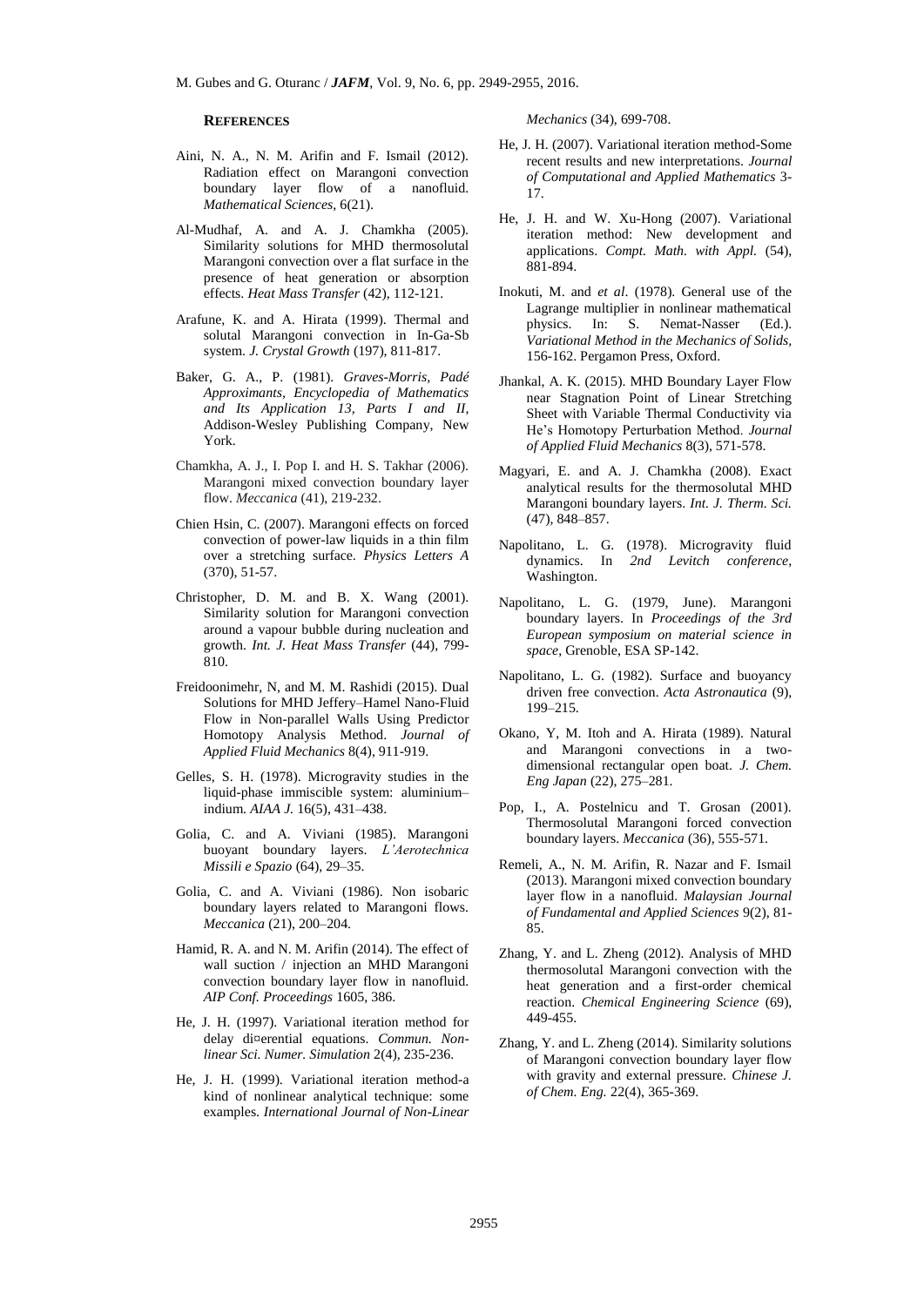## REFERENCES

Aini, N. A., N. M. Arifin and F. Ismail (2012). Radiation effect on Marangoni convection boundary layer flow of a nanofluid. *Mathematical Sciences*, 6(21).

Al-Mudhaf, A. and A. J. Chamkha (2005). Similarity solutions for MHD thermosolutal Marangoni convection over a flat surface in the presence of heat generation or absorption effects. *Heat Mass Transfer* (42), 112-121.

Arafune, K. and A. Hirata (1999). Thermal and solutal Marangoni convection in In-Ga-Sb system. *J. Crystal Growth* (197), 811-817.

Baker, G. A., P. (1981). *Graves-Morris, Padé Approximants, Encyclopedia of Mathematics and Its Application 13, Parts I and II*, Addison-Wesley Publishing Company, New York.

Chamkha, A. J., I. Pop I. and H. S. Takhar (2006). Marangoni mixed convection boundary layer flow. *Meccanica* (41), 219-232.

Chien Hsin, C. (2007). Marangoni effects on forced convection of power-law liquids in a thin film over a stretching surface. *Physics Letters A* (370), 51-57.

Christopher, D. M. and B. X. Wang (2001). Similarity solution for Marangoni convection around a vapour bubble during nucleation and growth. *Int. J. Heat Mass Transfer* (44), 799-810.

Freidoonimehr, N, and M. M. Rashidi (2015). Dual Solutions for MHD Jeffery–Hamel Nano-Fluid Flow in Non-parallel Walls Using Predictor Homotopy Analysis Method. *Journal of Applied Fluid Mechanics* 8(4), 911-919.

Gelles, S. H. (1978). Microgravity studies in the liquid-phase immiscible system: aluminium–indium. *AIAA J.* 16(5), 431–438.

Golia, C. and A. Viviani (1985). Marangoni buoyant boundary layers. *L'Aerotechnica Missili e Spazio* (64), 29–35.

Golia, C. and A. Viviani (1986). Non isobaric boundary layers related to Marangoni flows. *Meccanica* (21), 200–204.

Hamid, R. A. and N. M. Arifin (2014). The effect of wall suction / injection an MHD Marangoni convection boundary layer flow in nanofluid. *AIP Conf. Proceedings* 1605, 386.

He, J. H. (1997). Variational iteration method for delay di¤erential equations. *Commun. Nonlinear Sci. Numer. Simulation* 2(4), 235-236.

He, J. H. (1999). Variational iteration method-a kind of nonlinear analytical technique: some examples. *International Journal of Non-Linear Mechanics* (34), 699-708.

He, J. H. (2007). Variational iteration method-Some recent results and new interpretations. *Journal of Computational and Applied Mathematics* 3-17.

He, J. H. and W. Xu-Hong (2007). Variational iteration method: New development and applications. *Compt. Math. with Appl.* (54), 881-894.

Inokuti, M. and *et al*. (1978). General use of the Lagrange multiplier in nonlinear mathematical physics. In: S. Nemat-Nasser (Ed.). *Variational Method in the Mechanics of Solids*, 156-162. Pergamon Press, Oxford.

Jhankal, A. K. (2015). MHD Boundary Layer Flow near Stagnation Point of Linear Stretching Sheet with Variable Thermal Conductivity via He's Homotopy Perturbation Method. *Journal of Applied Fluid Mechanics* 8(3), 571-578.

Magyari, E. and A. J. Chamkha (2008). Exact analytical results for the thermosolutal MHD Marangoni boundary layers. *Int. J. Therm. Sci.* (47), 848–857.

Napolitano, L. G. (1978). Microgravity fluid dynamics. In *2nd Levitch conference*, Washington.

Napolitano, L. G. (1979, June). Marangoni boundary layers. In *Proceedings of the 3rd European symposium on material science in space*, Grenoble, ESA SP-142.

Napolitano, L. G. (1982). Surface and buoyancy driven free convection. *Acta Astronautica* (9), 199–215.

Okano, Y, M. Itoh and A. Hirata (1989). Natural and Marangoni convections in a two-dimensional rectangular open boat. *J. Chem. Eng Japan* (22), 275–281.

Pop, I., A. Postelnicu and T. Grosan (2001). Thermosolutal Marangoni forced convection boundary layers. *Meccanica* (36), 555-571.

Remeli, A., N. M. Arifin, R. Nazar and F. Ismail (2013). Marangoni mixed convection boundary layer flow in a nanofluid. *Malaysian Journal of Fundamental and Applied Sciences* 9(2), 81-85.

Zhang, Y. and L. Zheng (2012). Analysis of MHD thermosolutal Marangoni convection with the heat generation and a first-order chemical reaction. *Chemical Engineering Science* (69), 449-455.

Zhang, Y. and L. Zheng (2014). Similarity solutions of Marangoni convection boundary layer flow with gravity and external pressure. *Chinese J. of Chem. Eng.* 22(4), 365-369.